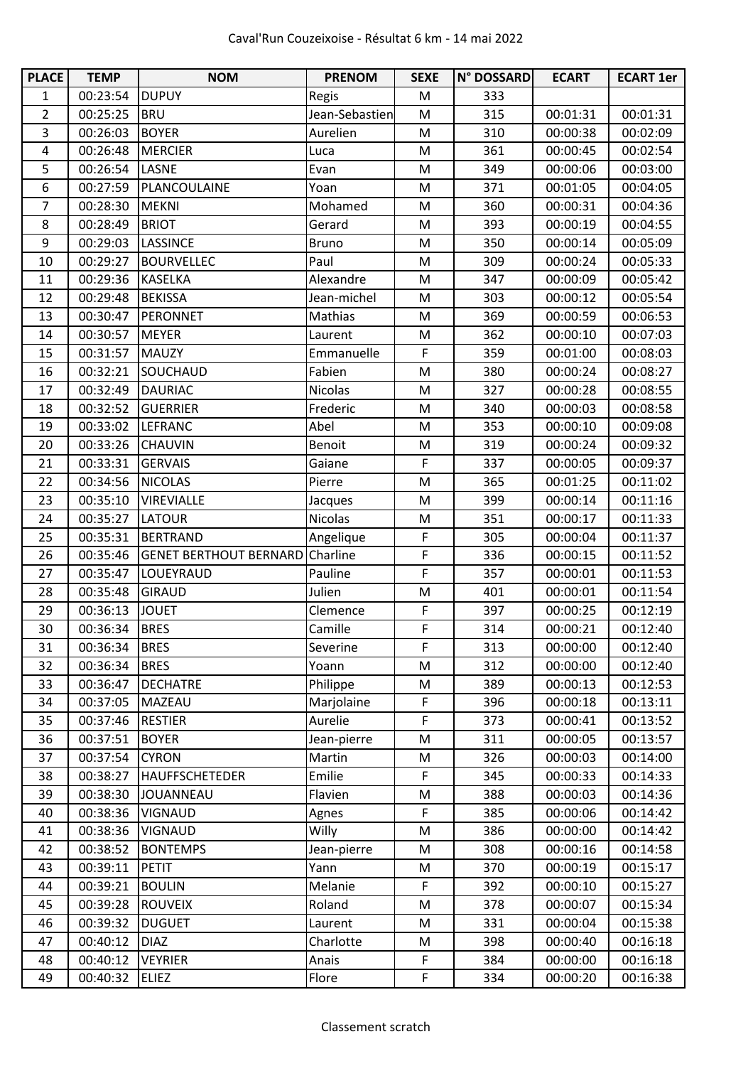# Caval'Run Couzeixoise - Résultat 6 km - 14 mai 2022

| PLACE | TEMP | NOM | PRENOM | SEXE | N° DOSSARD | ECART | ECART 1er |
|---|---|---|---|---|---|---|---|
| 1 | 00:23:54 | DUPUY | Regis | M | 333 | | |
| 2 | 00:25:25 | BRU | Jean-Sebastien | M | 315 | 00:01:31 | 00:01:31 |
| 3 | 00:26:03 | BOYER | Aurelien | M | 310 | 00:00:38 | 00:02:09 |
| 4 | 00:26:48 | MERCIER | Luca | M | 361 | 00:00:45 | 00:02:54 |
| 5 | 00:26:54 | LASNE | Evan | M | 349 | 00:00:06 | 00:03:00 |
| 6 | 00:27:59 | PLANCOULAINE | Yoan | M | 371 | 00:01:05 | 00:04:05 |
| 7 | 00:28:30 | MEKNI | Mohamed | M | 360 | 00:00:31 | 00:04:36 |
| 8 | 00:28:49 | BRIOT | Gerard | M | 393 | 00:00:19 | 00:04:55 |
| 9 | 00:29:03 | LASSINCE | Bruno | M | 350 | 00:00:14 | 00:05:09 |
| 10 | 00:29:27 | BOURVELLEC | Paul | M | 309 | 00:00:24 | 00:05:33 |
| 11 | 00:29:36 | KASELKA | Alexandre | M | 347 | 00:00:09 | 00:05:42 |
| 12 | 00:29:48 | BEKISSA | Jean-michel | M | 303 | 00:00:12 | 00:05:54 |
| 13 | 00:30:47 | PERONNET | Mathias | M | 369 | 00:00:59 | 00:06:53 |
| 14 | 00:30:57 | MEYER | Laurent | M | 362 | 00:00:10 | 00:07:03 |
| 15 | 00:31:57 | MAUZY | Emmanuelle | F | 359 | 00:01:00 | 00:08:03 |
| 16 | 00:32:21 | SOUCHAUD | Fabien | M | 380 | 00:00:24 | 00:08:27 |
| 17 | 00:32:49 | DAURIAC | Nicolas | M | 327 | 00:00:28 | 00:08:55 |
| 18 | 00:32:52 | GUERRIER | Frederic | M | 340 | 00:00:03 | 00:08:58 |
| 19 | 00:33:02 | LEFRANC | Abel | M | 353 | 00:00:10 | 00:09:08 |
| 20 | 00:33:26 | CHAUVIN | Benoit | M | 319 | 00:00:24 | 00:09:32 |
| 21 | 00:33:31 | GERVAIS | Gaiane | F | 337 | 00:00:05 | 00:09:37 |
| 22 | 00:34:56 | NICOLAS | Pierre | M | 365 | 00:01:25 | 00:11:02 |
| 23 | 00:35:10 | VIREVIALLE | Jacques | M | 399 | 00:00:14 | 00:11:16 |
| 24 | 00:35:27 | LATOUR | Nicolas | M | 351 | 00:00:17 | 00:11:33 |
| 25 | 00:35:31 | BERTRAND | Angelique | F | 305 | 00:00:04 | 00:11:37 |
| 26 | 00:35:46 | GENET BERTHOUT BERNARD | Charline | F | 336 | 00:00:15 | 00:11:52 |
| 27 | 00:35:47 | LOUEYRAUD | Pauline | F | 357 | 00:00:01 | 00:11:53 |
| 28 | 00:35:48 | GIRAUD | Julien | M | 401 | 00:00:01 | 00:11:54 |
| 29 | 00:36:13 | JOUET | Clemence | F | 397 | 00:00:25 | 00:12:19 |
| 30 | 00:36:34 | BRES | Camille | F | 314 | 00:00:21 | 00:12:40 |
| 31 | 00:36:34 | BRES | Severine | F | 313 | 00:00:00 | 00:12:40 |
| 32 | 00:36:34 | BRES | Yoann | M | 312 | 00:00:00 | 00:12:40 |
| 33 | 00:36:47 | DECHATRE | Philippe | M | 389 | 00:00:13 | 00:12:53 |
| 34 | 00:37:05 | MAZEAU | Marjolaine | F | 396 | 00:00:18 | 00:13:11 |
| 35 | 00:37:46 | RESTIER | Aurelie | F | 373 | 00:00:41 | 00:13:52 |
| 36 | 00:37:51 | BOYER | Jean-pierre | M | 311 | 00:00:05 | 00:13:57 |
| 37 | 00:37:54 | CYRON | Martin | M | 326 | 00:00:03 | 00:14:00 |
| 38 | 00:38:27 | HAUFFSCHETEDER | Emilie | F | 345 | 00:00:33 | 00:14:33 |
| 39 | 00:38:30 | JOUANNEAU | Flavien | M | 388 | 00:00:03 | 00:14:36 |
| 40 | 00:38:36 | VIGNAUD | Agnes | F | 385 | 00:00:06 | 00:14:42 |
| 41 | 00:38:36 | VIGNAUD | Willy | M | 386 | 00:00:00 | 00:14:42 |
| 42 | 00:38:52 | BONTEMPS | Jean-pierre | M | 308 | 00:00:16 | 00:14:58 |
| 43 | 00:39:11 | PETIT | Yann | M | 370 | 00:00:19 | 00:15:17 |
| 44 | 00:39:21 | BOULIN | Melanie | F | 392 | 00:00:10 | 00:15:27 |
| 45 | 00:39:28 | ROUVEIX | Roland | M | 378 | 00:00:07 | 00:15:34 |
| 46 | 00:39:32 | DUGUET | Laurent | M | 331 | 00:00:04 | 00:15:38 |
| 47 | 00:40:12 | DIAZ | Charlotte | M | 398 | 00:00:40 | 00:16:18 |
| 48 | 00:40:12 | VEYRIER | Anais | F | 384 | 00:00:00 | 00:16:18 |
| 49 | 00:40:32 | ELIEZ | Flore | F | 334 | 00:00:20 | 00:16:38 |

Classement scratch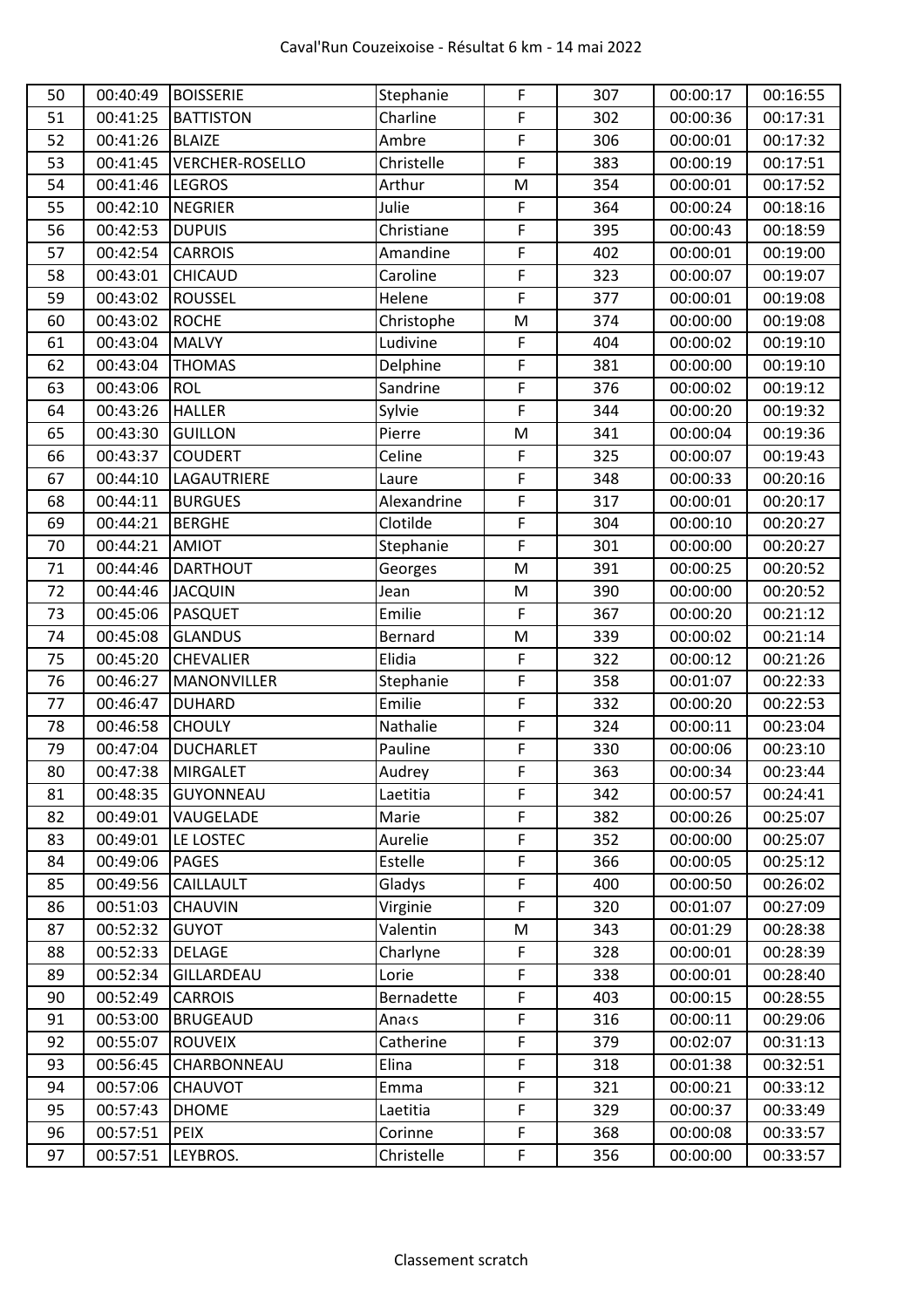| | | | | | | | |
|---|---|---|---|---|---|---|---|
| 50 | 00:40:49 | BOISSERIE | Stephanie | F | 307 | 00:00:17 | 00:16:55 |
| 51 | 00:41:25 | BATTISTON | Charline | F | 302 | 00:00:36 | 00:17:31 |
| 52 | 00:41:26 | BLAIZE | Ambre | F | 306 | 00:00:01 | 00:17:32 |
| 53 | 00:41:45 | VERCHER-ROSELLO | Christelle | F | 383 | 00:00:19 | 00:17:51 |
| 54 | 00:41:46 | LEGROS | Arthur | M | 354 | 00:00:01 | 00:17:52 |
| 55 | 00:42:10 | NEGRIER | Julie | F | 364 | 00:00:24 | 00:18:16 |
| 56 | 00:42:53 | DUPUIS | Christiane | F | 395 | 00:00:43 | 00:18:59 |
| 57 | 00:42:54 | CARROIS | Amandine | F | 402 | 00:00:01 | 00:19:00 |
| 58 | 00:43:01 | CHICAUD | Caroline | F | 323 | 00:00:07 | 00:19:07 |
| 59 | 00:43:02 | ROUSSEL | Helene | F | 377 | 00:00:01 | 00:19:08 |
| 60 | 00:43:02 | ROCHE | Christophe | M | 374 | 00:00:00 | 00:19:08 |
| 61 | 00:43:04 | MALVY | Ludivine | F | 404 | 00:00:02 | 00:19:10 |
| 62 | 00:43:04 | THOMAS | Delphine | F | 381 | 00:00:00 | 00:19:10 |
| 63 | 00:43:06 | ROL | Sandrine | F | 376 | 00:00:02 | 00:19:12 |
| 64 | 00:43:26 | HALLER | Sylvie | F | 344 | 00:00:20 | 00:19:32 |
| 65 | 00:43:30 | GUILLON | Pierre | M | 341 | 00:00:04 | 00:19:36 |
| 66 | 00:43:37 | COUDERT | Celine | F | 325 | 00:00:07 | 00:19:43 |
| 67 | 00:44:10 | LAGAUTRIERE | Laure | F | 348 | 00:00:33 | 00:20:16 |
| 68 | 00:44:11 | BURGUES | Alexandrine | F | 317 | 00:00:01 | 00:20:17 |
| 69 | 00:44:21 | BERGHE | Clotilde | F | 304 | 00:00:10 | 00:20:27 |
| 70 | 00:44:21 | AMIOT | Stephanie | F | 301 | 00:00:00 | 00:20:27 |
| 71 | 00:44:46 | DARTHOUT | Georges | M | 391 | 00:00:25 | 00:20:52 |
| 72 | 00:44:46 | JACQUIN | Jean | M | 390 | 00:00:00 | 00:20:52 |
| 73 | 00:45:06 | PASQUET | Emilie | F | 367 | 00:00:20 | 00:21:12 |
| 74 | 00:45:08 | GLANDUS | Bernard | M | 339 | 00:00:02 | 00:21:14 |
| 75 | 00:45:20 | CHEVALIER | Elidia | F | 322 | 00:00:12 | 00:21:26 |
| 76 | 00:46:27 | MANONVILLER | Stephanie | F | 358 | 00:01:07 | 00:22:33 |
| 77 | 00:46:47 | DUHARD | Emilie | F | 332 | 00:00:20 | 00:22:53 |
| 78 | 00:46:58 | CHOULY | Nathalie | F | 324 | 00:00:11 | 00:23:04 |
| 79 | 00:47:04 | DUCHARLET | Pauline | F | 330 | 00:00:06 | 00:23:10 |
| 80 | 00:47:38 | MIRGALET | Audrey | F | 363 | 00:00:34 | 00:23:44 |
| 81 | 00:48:35 | GUYONNEAU | Laetitia | F | 342 | 00:00:57 | 00:24:41 |
| 82 | 00:49:01 | VAUGELADE | Marie | F | 382 | 00:00:26 | 00:25:07 |
| 83 | 00:49:01 | LE LOSTEC | Aurelie | F | 352 | 00:00:00 | 00:25:07 |
| 84 | 00:49:06 | PAGES | Estelle | F | 366 | 00:00:05 | 00:25:12 |
| 85 | 00:49:56 | CAILLAULT | Gladys | F | 400 | 00:00:50 | 00:26:02 |
| 86 | 00:51:03 | CHAUVIN | Virginie | F | 320 | 00:01:07 | 00:27:09 |
| 87 | 00:52:32 | GUYOT | Valentin | M | 343 | 00:01:29 | 00:28:38 |
| 88 | 00:52:33 | DELAGE | Charlyne | F | 328 | 00:00:01 | 00:28:39 |
| 89 | 00:52:34 | GILLARDEAU | Lorie | F | 338 | 00:00:01 | 00:28:40 |
| 90 | 00:52:49 | CARROIS | Bernadette | F | 403 | 00:00:15 | 00:28:55 |
| 91 | 00:53:00 | BRUGEAUD | Ana‹s | F | 316 | 00:00:11 | 00:29:06 |
| 92 | 00:55:07 | ROUVEIX | Catherine | F | 379 | 00:02:07 | 00:31:13 |
| 93 | 00:56:45 | CHARBONNEAU | Elina | F | 318 | 00:01:38 | 00:32:51 |
| 94 | 00:57:06 | CHAUVOT | Emma | F | 321 | 00:00:21 | 00:33:12 |
| 95 | 00:57:43 | DHOME | Laetitia | F | 329 | 00:00:37 | 00:33:49 |
| 96 | 00:57:51 | PEIX | Corinne | F | 368 | 00:00:08 | 00:33:57 |
| 97 | 00:57:51 | LEYBROS. | Christelle | F | 356 | 00:00:00 | 00:33:57 |

Classement scratch